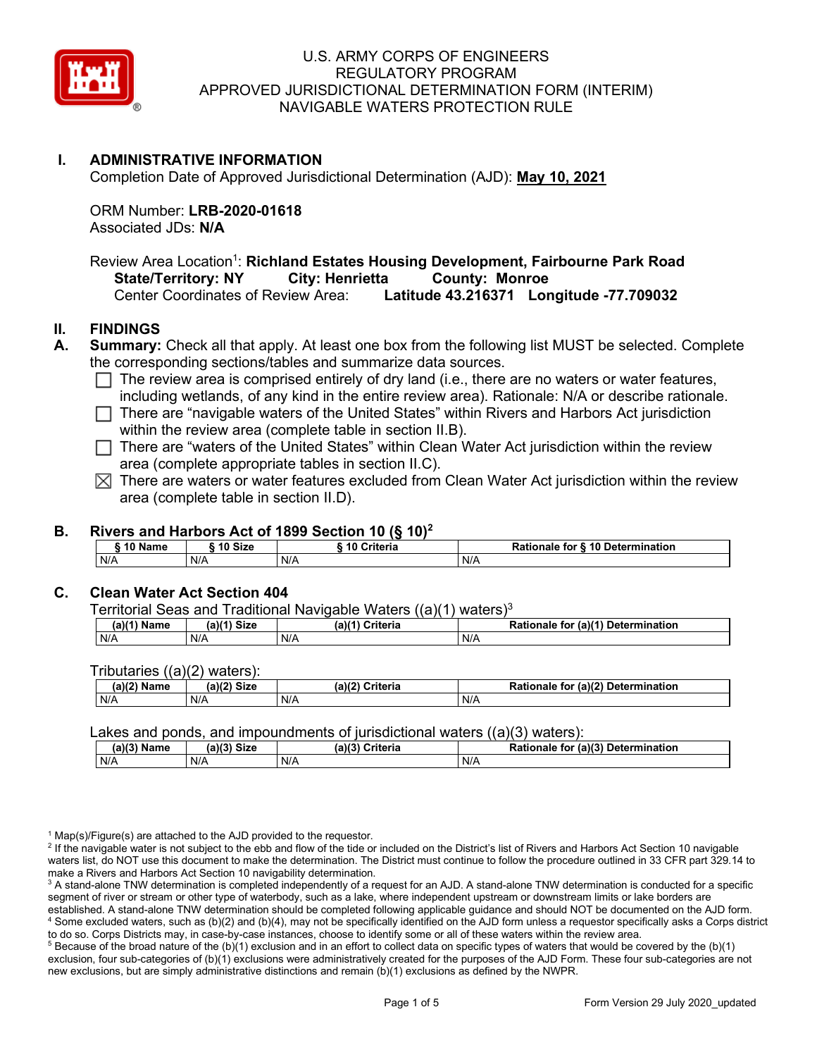# U.S. ARMY CORPS OF ENGINEERS
# REGULATORY PROGRAM
# APPROVED JURISDICTIONAL DETERMINATION FORM (INTERIM)
# NAVIGABLE WATERS PROTECTION RULE

## I. ADMINISTRATIVE INFORMATION

Completion Date of Approved Jurisdictional Determination (AJD): **May 10, 2021**

ORM Number: **LRB-2020-01618**
Associated JDs: **N/A**

Review Area Location[1]: **Richland Estates Housing Development, Fairbourne Park Road**
State/Territory: **NY** City: **Henrietta** County: **Monroe**
Center Coordinates of Review Area: **Latitude 43.216371 Longitude -77.709032**

## II. FINDINGS

**A. Summary:** Check all that apply. At least one box from the following list MUST be selected. Complete the corresponding sections/tables and summarize data sources.

- ☐ The review area is comprised entirely of dry land (i.e., there are no waters or water features, including wetlands, of any kind in the entire review area). Rationale: N/A or describe rationale.
- ☐ There are "navigable waters of the United States" within Rivers and Harbors Act jurisdiction within the review area (complete table in section II.B).
- ☐ There are "waters of the United States" within Clean Water Act jurisdiction within the review area (complete appropriate tables in section II.C).
- ☒ There are waters or water features excluded from Clean Water Act jurisdiction within the review area (complete table in section II.D).

### B. Rivers and Harbors Act of 1899 Section 10 (§ 10)[2]

| § 10 Name | § 10 Size | § 10 Criteria | Rationale for § 10 Determination |
|---|---|---|---|
| N/A | N/A | N/A | N/A |

### C. Clean Water Act Section 404

Territorial Seas and Traditional Navigable Waters ((a)(1) waters)[3]

| (a)(1) Name | (a)(1) Size | (a)(1) Criteria | Rationale for (a)(1) Determination |
|---|---|---|---|
| N/A | N/A | N/A | N/A |

Tributaries ((a)(2) waters):

| (a)(2) Name | (a)(2) Size | (a)(2) Criteria | Rationale for (a)(2) Determination |
|---|---|---|---|
| N/A | N/A | N/A | N/A |

Lakes and ponds, and impoundments of jurisdictional waters ((a)(3) waters):

| (a)(3) Name | (a)(3) Size | (a)(3) Criteria | Rationale for (a)(3) Determination |
|---|---|---|---|
| N/A | N/A | N/A | N/A |

[1] Map(s)/Figure(s) are attached to the AJD provided to the requestor.
[2] If the navigable water is not subject to the ebb and flow of the tide or included on the District's list of Rivers and Harbors Act Section 10 navigable waters list, do NOT use this document to make the determination. The District must continue to follow the procedure outlined in 33 CFR part 329.14 to make a Rivers and Harbors Act Section 10 navigability determination.
[3] A stand-alone TNW determination is completed independently of a request for an AJD. A stand-alone TNW determination is conducted for a specific segment of river or stream or other type of waterbody, such as a lake, where independent upstream or downstream limits or lake borders are established. A stand-alone TNW determination should be completed following applicable guidance and should NOT be documented on the AJD form.
[4] Some excluded waters, such as (b)(2) and (b)(4), may not be specifically identified on the AJD form unless a requestor specifically asks a Corps district to do so. Corps Districts may, in case-by-case instances, choose to identify some or all of these waters within the review area.
[5] Because of the broad nature of the (b)(1) exclusion and in an effort to collect data on specific types of waters that would be covered by the (b)(1) exclusion, four sub-categories of (b)(1) exclusions were administratively created for the purposes of the AJD Form. These four sub-categories are not new exclusions, but are simply administrative distinctions and remain (b)(1) exclusions as defined by the NWPR.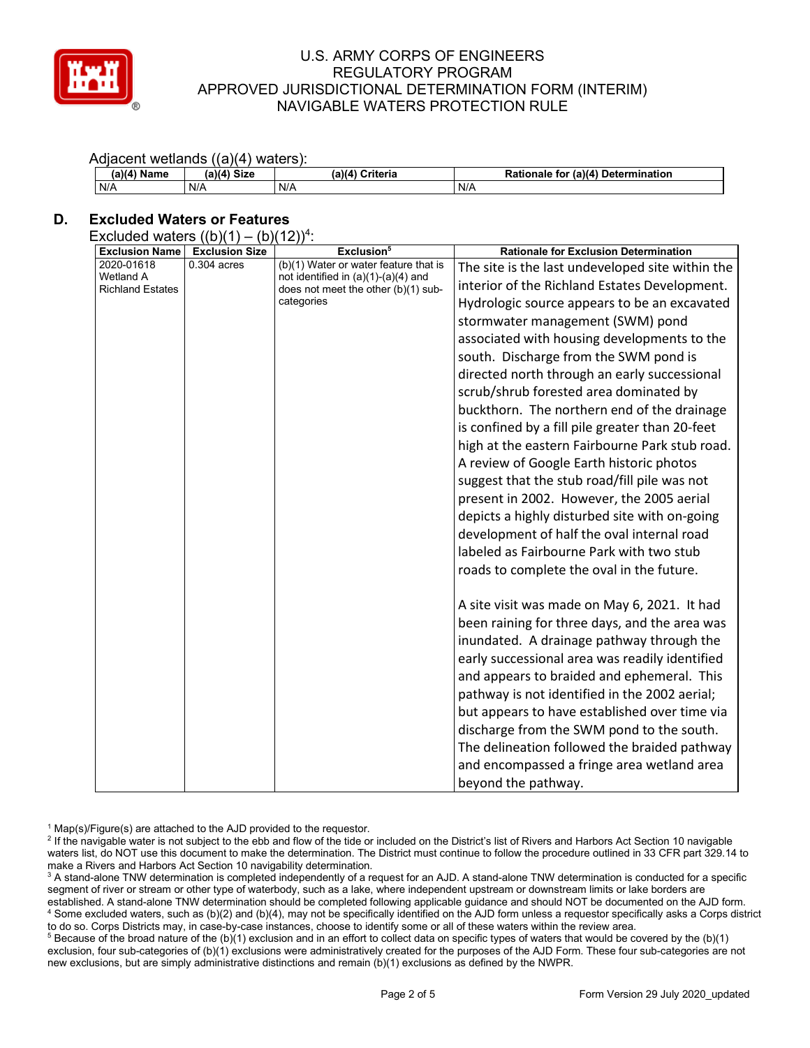Adjacent wetlands ((a)(4) waters):

| (a)(4) Name | (a)(4) Size | (a)(4) Criteria | Rationale for (a)(4) Determination |
|---|---|---|---|
| N/A | N/A | N/A | N/A |

## D. Excluded Waters or Features

Excluded waters ((b)(1) – (b)(12))[4]:

| Exclusion Name | Exclusion Size | Exclusion[5] | Rationale for Exclusion Determination |
|---|---|---|---|
| 2020-01618 Wetland A Richland Estates | 0.304 acres | (b)(1) Water or water feature that is not identified in (a)(1)-(a)(4) and does not meet the other (b)(1) sub-categories | The site is the last undeveloped site within the interior of the Richland Estates Development. Hydrologic source appears to be an excavated stormwater management (SWM) pond associated with housing developments to the south. Discharge from the SWM pond is directed north through an early successional scrub/shrub forested area dominated by buckthorn. The northern end of the drainage is confined by a fill pile greater than 20-feet high at the eastern Fairbourne Park stub road. A review of Google Earth historic photos suggest that the stub road/fill pile was not present in 2002. However, the 2005 aerial depicts a highly disturbed site with on-going development of half the oval internal road labeled as Fairbourne Park with two stub roads to complete the oval in the future.<br><br>A site visit was made on May 6, 2021. It had been raining for three days, and the area was inundated. A drainage pathway through the early successional area was readily identified and appears to braided and ephemeral. This pathway is not identified in the 2002 aerial; but appears to have established over time via discharge from the SWM pond to the south. The delineation followed the braided pathway and encompassed a fringe area wetland area beyond the pathway. |

[1] Map(s)/Figure(s) are attached to the AJD provided to the requestor.
[2] If the navigable water is not subject to the ebb and flow of the tide or included on the District's list of Rivers and Harbors Act Section 10 navigable waters list, do NOT use this document to make the determination. The District must continue to follow the procedure outlined in 33 CFR part 329.14 to make a Rivers and Harbors Act Section 10 navigability determination.
[3] A stand-alone TNW determination is completed independently of a request for an AJD. A stand-alone TNW determination is conducted for a specific segment of river or stream or other type of waterbody, such as a lake, where independent upstream or downstream limits or lake borders are established. A stand-alone TNW determination should be completed following applicable guidance and should NOT be documented on the AJD form.
[4] Some excluded waters, such as (b)(2) and (b)(4), may not be specifically identified on the AJD form unless a requestor specifically asks a Corps district to do so. Corps Districts may, in case-by-case instances, choose to identify some or all of these waters within the review area.
[5] Because of the broad nature of the (b)(1) exclusion and in an effort to collect data on specific types of waters that would be covered by the (b)(1) exclusion, four sub-categories of (b)(1) exclusions were administratively created for the purposes of the AJD Form. These four sub-categories are not new exclusions, but are simply administrative distinctions and remain (b)(1) exclusions as defined by the NWPR.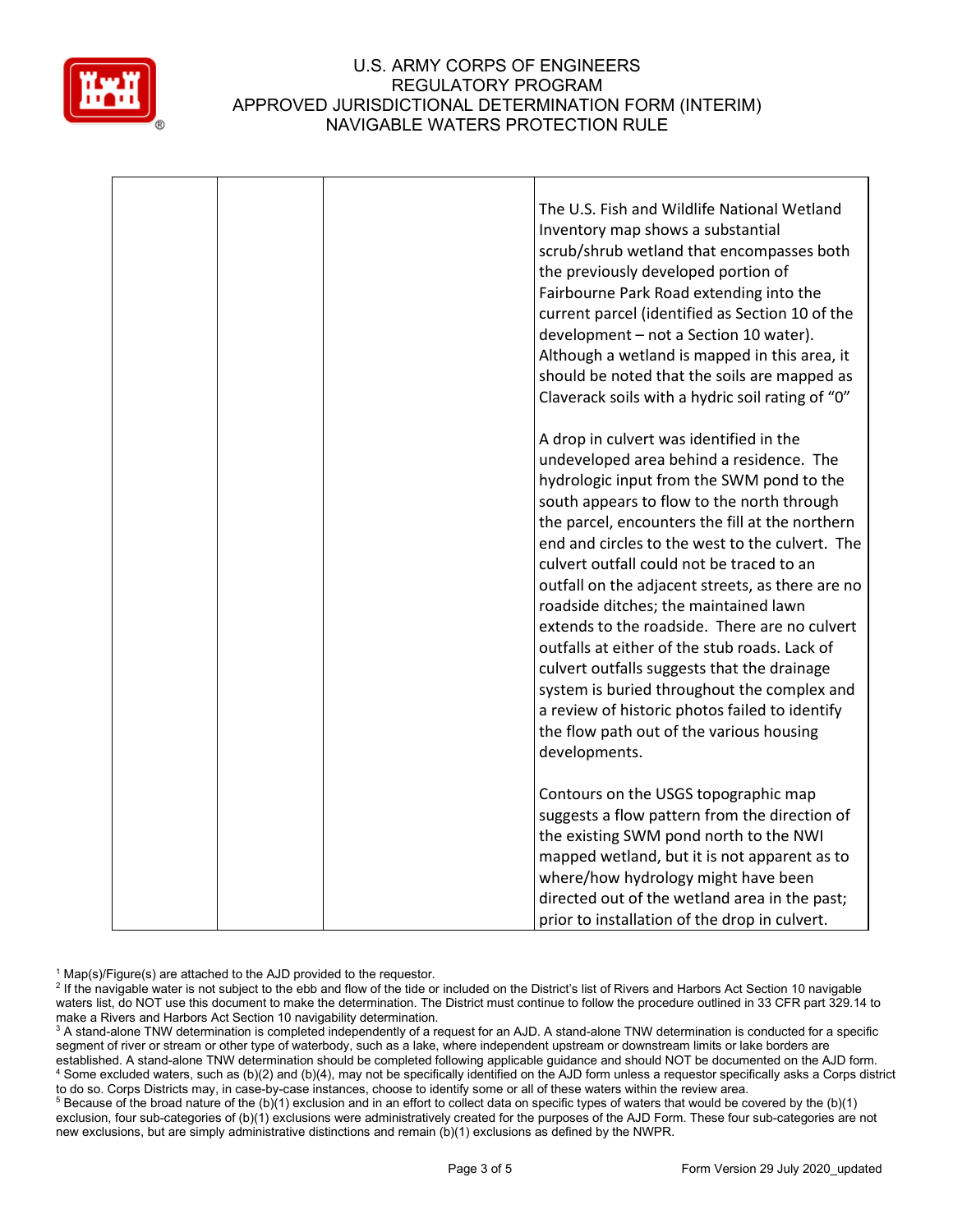|  |  |  | The U.S. Fish and Wildlife National Wetland Inventory map shows a substantial scrub/shrub wetland that encompasses both the previously developed portion of Fairbourne Park Road extending into the current parcel (identified as Section 10 of the development – not a Section 10 water). Although a wetland is mapped in this area, it should be noted that the soils are mapped as Claverack soils with a hydric soil rating of "0"<br><br>A drop in culvert was identified in the undeveloped area behind a residence. The hydrologic input from the SWM pond to the south appears to flow to the north through the parcel, encounters the fill at the northern end and circles to the west to the culvert. The culvert outfall could not be traced to an outfall on the adjacent streets, as there are no roadside ditches; the maintained lawn extends to the roadside. There are no culvert outfalls at either of the stub roads. Lack of culvert outfalls suggests that the drainage system is buried throughout the complex and a review of historic photos failed to identify the flow path out of the various housing developments.<br><br>Contours on the USGS topographic map suggests a flow pattern from the direction of the existing SWM pond north to the NWI mapped wetland, but it is not apparent as to where/how hydrology might have been directed out of the wetland area in the past; prior to installation of the drop in culvert. |
|---|---|---|---|

[1] Map(s)/Figure(s) are attached to the AJD provided to the requestor.
[2] If the navigable water is not subject to the ebb and flow of the tide or included on the District's list of Rivers and Harbors Act Section 10 navigable waters list, do NOT use this document to make the determination. The District must continue to follow the procedure outlined in 33 CFR part 329.14 to make a Rivers and Harbors Act Section 10 navigability determination.
[3] A stand-alone TNW determination is completed independently of a request for an AJD. A stand-alone TNW determination is conducted for a specific segment of river or stream or other type of waterbody, such as a lake, where independent upstream or downstream limits or lake borders are established. A stand-alone TNW determination should be completed following applicable guidance and should NOT be documented on the AJD form.
[4] Some excluded waters, such as (b)(2) and (b)(4), may not be specifically identified on the AJD form unless a requestor specifically asks a Corps district to do so. Corps Districts may, in case-by-case instances, choose to identify some or all of these waters within the review area.
[5] Because of the broad nature of the (b)(1) exclusion and in an effort to collect data on specific types of waters that would be covered by the (b)(1) exclusion, four sub-categories of (b)(1) exclusions were administratively created for the purposes of the AJD Form. These four sub-categories are not new exclusions, but are simply administrative distinctions and remain (b)(1) exclusions as defined by the NWPR.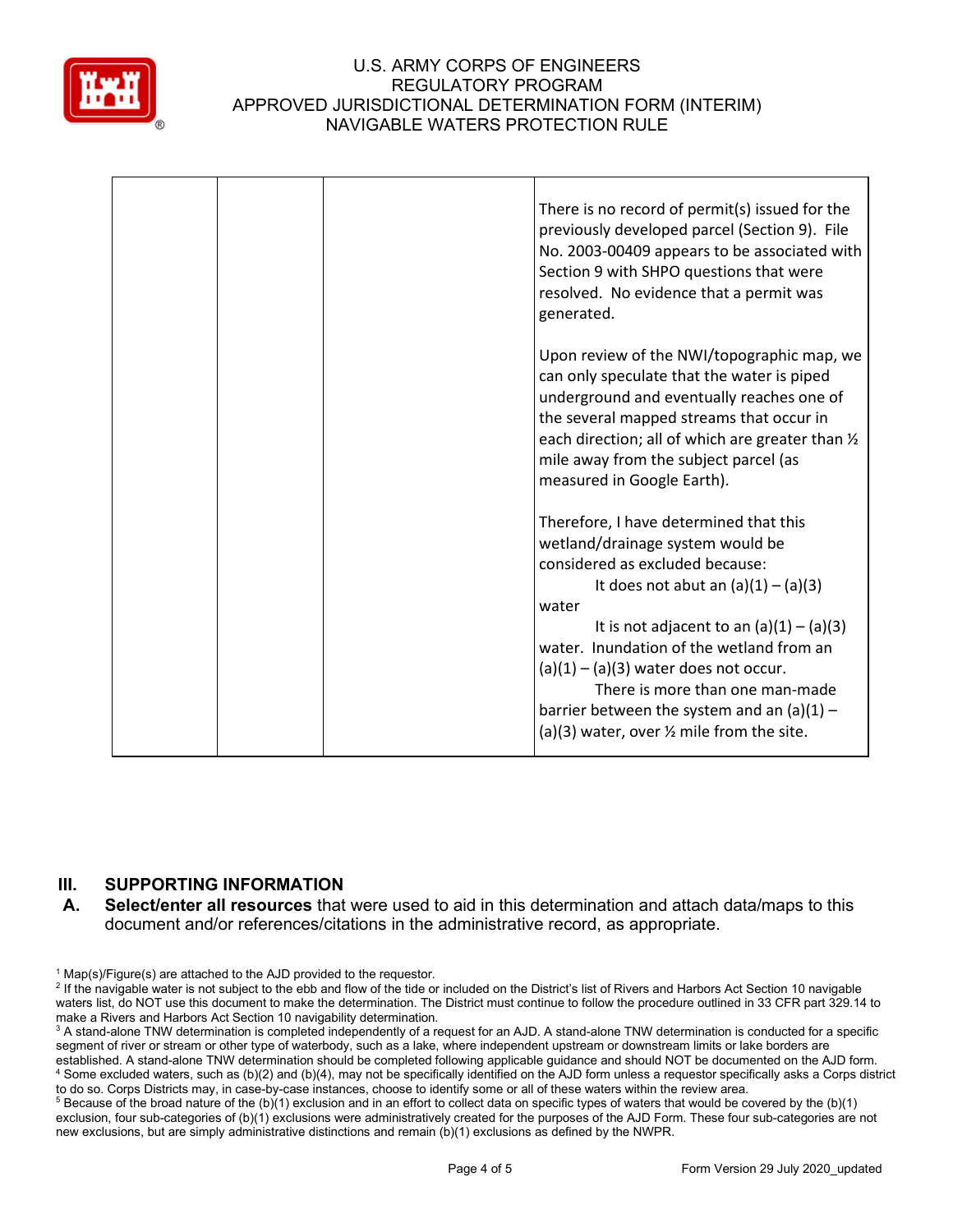| | | | |
|---|---|---|---|
| | | | There is no record of permit(s) issued for the previously developed parcel (Section 9). File No. 2003-00409 appears to be associated with Section 9 with SHPO questions that were resolved. No evidence that a permit was generated.<br><br>Upon review of the NWI/topographic map, we can only speculate that the water is piped underground and eventually reaches one of the several mapped streams that occur in each direction; all of which are greater than ½ mile away from the subject parcel (as measured in Google Earth).<br><br>Therefore, I have determined that this wetland/drainage system would be considered as excluded because:<br>It does not abut an (a)(1) – (a)(3) water<br>It is not adjacent to an (a)(1) – (a)(3) water. Inundation of the wetland from an (a)(1) – (a)(3) water does not occur.<br>There is more than one man-made barrier between the system and an (a)(1) – (a)(3) water, over ½ mile from the site. |

## III. SUPPORTING INFORMATION

**A. Select/enter all resources** that were used to aid in this determination and attach data/maps to this document and/or references/citations in the administrative record, as appropriate.

[1] Map(s)/Figure(s) are attached to the AJD provided to the requestor.

[2] If the navigable water is not subject to the ebb and flow of the tide or included on the District's list of Rivers and Harbors Act Section 10 navigable waters list, do NOT use this document to make the determination. The District must continue to follow the procedure outlined in 33 CFR part 329.14 to make a Rivers and Harbors Act Section 10 navigability determination.

[3] A stand-alone TNW determination is completed independently of a request for an AJD. A stand-alone TNW determination is conducted for a specific segment of river or stream or other type of waterbody, such as a lake, where independent upstream or downstream limits or lake borders are established. A stand-alone TNW determination should be completed following applicable guidance and should NOT be documented on the AJD form.

[4] Some excluded waters, such as (b)(2) and (b)(4), may not be specifically identified on the AJD form unless a requestor specifically asks a Corps district to do so. Corps Districts may, in case-by-case instances, choose to identify some or all of these waters within the review area.

[5] Because of the broad nature of the (b)(1) exclusion and in an effort to collect data on specific types of waters that would be covered by the (b)(1) exclusion, four sub-categories of (b)(1) exclusions were administratively created for the purposes of the AJD Form. These four sub-categories are not new exclusions, but are simply administrative distinctions and remain (b)(1) exclusions as defined by the NWPR.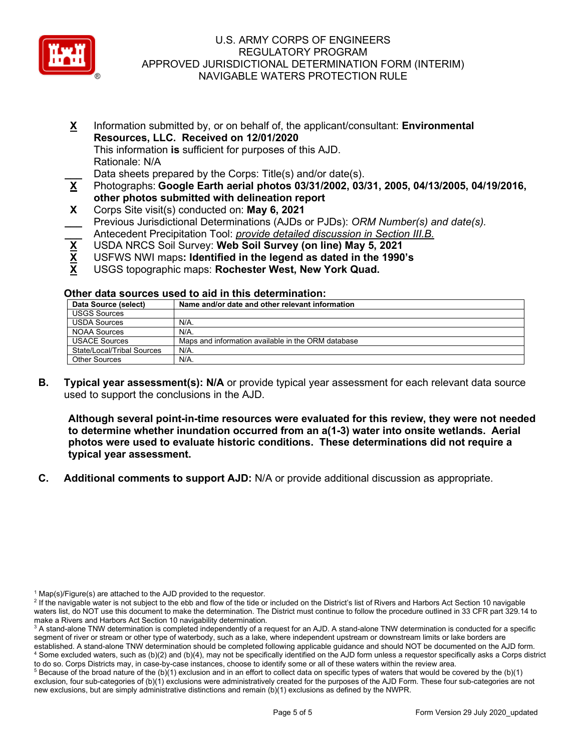**X** Information submitted by, or on behalf of, the applicant/consultant: **Environmental Resources, LLC. Received on 12/01/2020**
This information **is** sufficient for purposes of this AJD.
Rationale: N/A

___ Data sheets prepared by the Corps: Title(s) and/or date(s).

**X** Photographs: **Google Earth aerial photos 03/31/2002, 03/31, 2005, 04/13/2005, 04/19/2016, other photos submitted with delineation report**

**X** Corps Site visit(s) conducted on: **May 6, 2021**

___ Previous Jurisdictional Determinations (AJDs or PJDs): *ORM Number(s) and date(s).*

___ Antecedent Precipitation Tool: *provide detailed discussion in Section III.B.*

**X** USDA NRCS Soil Survey: **Web Soil Survey (on line) May 5, 2021**

**X** USFWS NWI maps**: Identified in the legend as dated in the 1990's**

**X** USGS topographic maps: **Rochester West, New York Quad.**

**Other data sources used to aid in this determination:**

| Data Source (select) | Name and/or date and other relevant information |
|---|---|
| USGS Sources | |
| USDA Sources | N/A. |
| NOAA Sources | N/A. |
| USACE Sources | Maps and information available in the ORM database |
| State/Local/Tribal Sources | N/A. |
| Other Sources | N/A. |

**B. Typical year assessment(s): N/A** or provide typical year assessment for each relevant data source used to support the conclusions in the AJD.

**Although several point-in-time resources were evaluated for this review, they were not needed to determine whether inundation occurred from an a(1-3) water into onsite wetlands. Aerial photos were used to evaluate historic conditions. These determinations did not require a typical year assessment.**

**C. Additional comments to support AJD:** N/A or provide additional discussion as appropriate.

[1] Map(s)/Figure(s) are attached to the AJD provided to the requestor.
[2] If the navigable water is not subject to the ebb and flow of the tide or included on the District's list of Rivers and Harbors Act Section 10 navigable waters list, do NOT use this document to make the determination. The District must continue to follow the procedure outlined in 33 CFR part 329.14 to make a Rivers and Harbors Act Section 10 navigability determination.
[3] A stand-alone TNW determination is completed independently of a request for an AJD. A stand-alone TNW determination is conducted for a specific segment of river or stream or other type of waterbody, such as a lake, where independent upstream or downstream limits or lake borders are established. A stand-alone TNW determination should be completed following applicable guidance and should NOT be documented on the AJD form.
[4] Some excluded waters, such as (b)(2) and (b)(4), may not be specifically identified on the AJD form unless a requestor specifically asks a Corps district to do so. Corps Districts may, in case-by-case instances, choose to identify some or all of these waters within the review area.
[5] Because of the broad nature of the (b)(1) exclusion and in an effort to collect data on specific types of waters that would be covered by the (b)(1) exclusion, four sub-categories of (b)(1) exclusions were administratively created for the purposes of the AJD Form. These four sub-categories are not new exclusions, but are simply administrative distinctions and remain (b)(1) exclusions as defined by the NWPR.